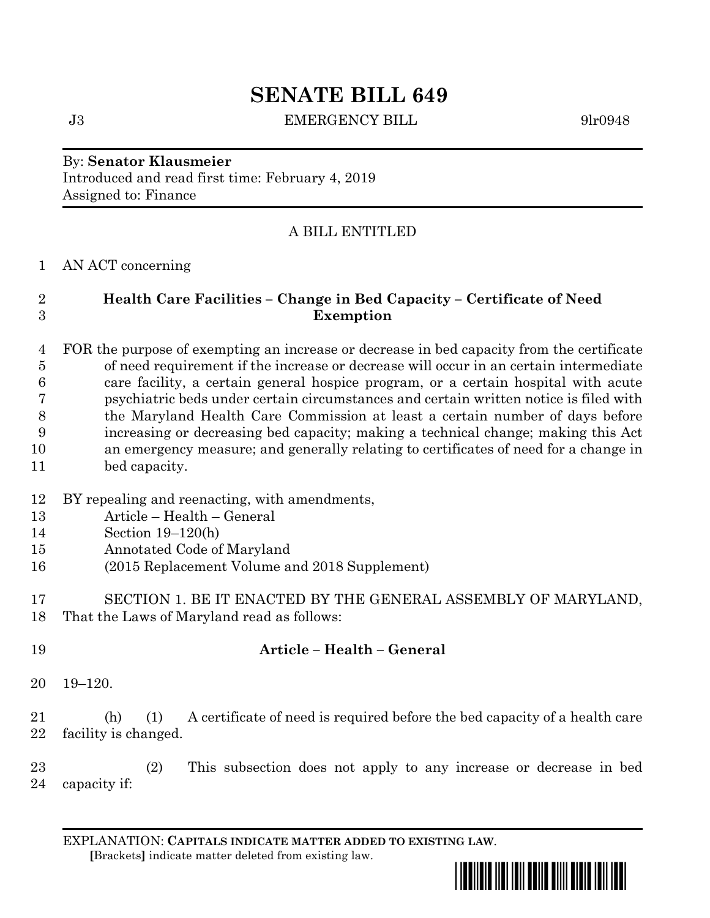# SENATE BILL 649

J3 EMERGENCY BILL 9lr0948

By: **Senator Klausmeier**
Introduced and read first time: February 4, 2019
Assigned to: Finance

A BILL ENTITLED

1 AN ACT concerning

2 **Health Care Facilities – Change in Bed Capacity – Certificate of Need**
3 **Exemption**

4 FOR the purpose of exempting an increase or decrease in bed capacity from the certificate
5 of need requirement if the increase or decrease will occur in an certain intermediate
6 care facility, a certain general hospice program, or a certain hospital with acute
7 psychiatric beds under certain circumstances and certain written notice is filed with
8 the Maryland Health Care Commission at least a certain number of days before
9 increasing or decreasing bed capacity; making a technical change; making this Act
10 an emergency measure; and generally relating to certificates of need for a change in
11 bed capacity.

12 BY repealing and reenacting, with amendments,
13 Article – Health – General
14 Section 19–120(h)
15 Annotated Code of Maryland
16 (2015 Replacement Volume and 2018 Supplement)

17 SECTION 1. BE IT ENACTED BY THE GENERAL ASSEMBLY OF MARYLAND,
18 That the Laws of Maryland read as follows:

19 **Article – Health – General**

20 19–120.

21 (h) (1) A certificate of need is required before the bed capacity of a health care
22 facility is changed.

23 (2) This subsection does not apply to any increase or decrease in bed
24 capacity if:

EXPLANATION: **CAPITALS INDICATE MATTER ADDED TO EXISTING LAW**.
**[**Brackets**]** indicate matter deleted from existing law.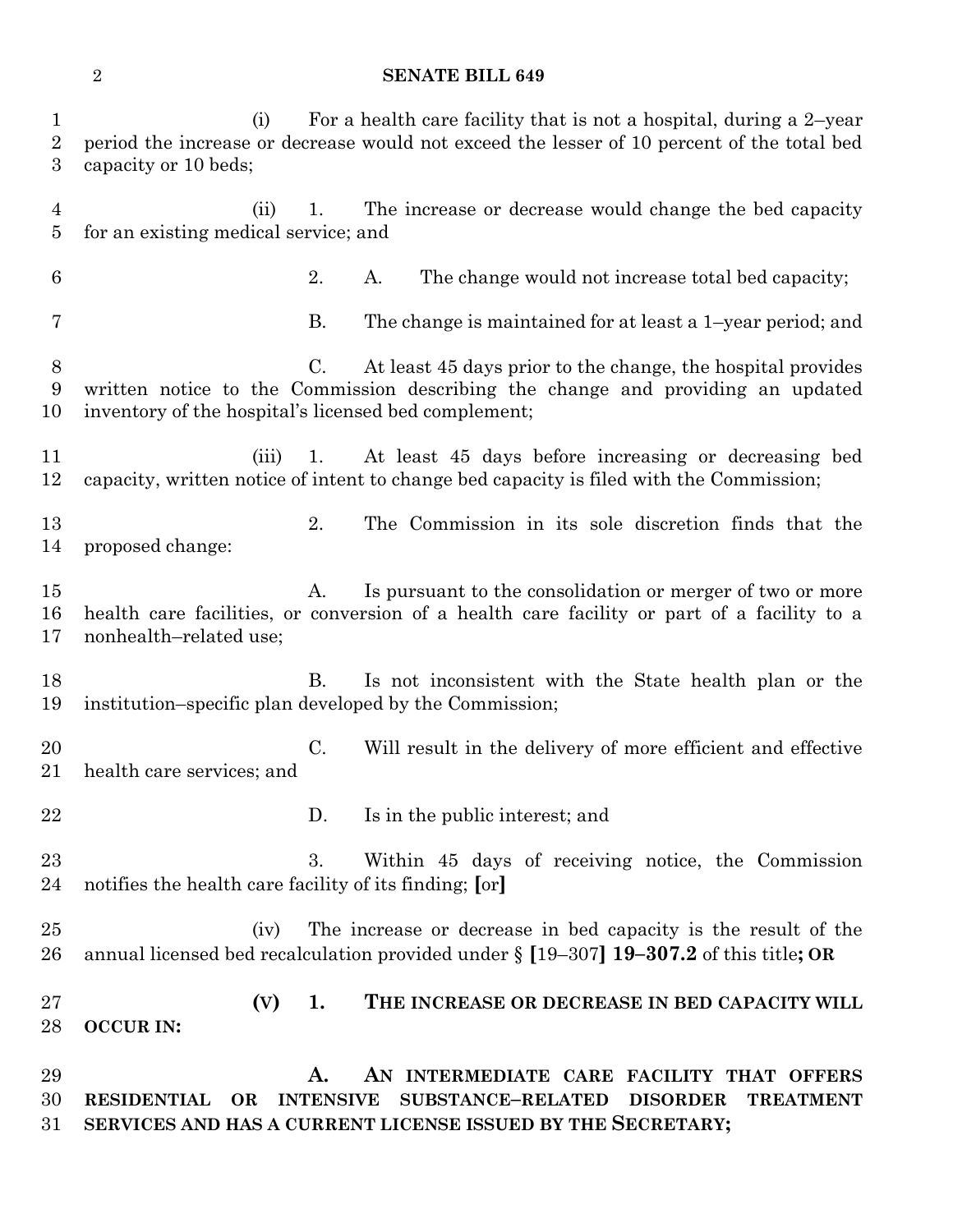(i) For a health care facility that is not a hospital, during a 2–year period the increase or decrease would not exceed the lesser of 10 percent of the total bed capacity or 10 beds;

(ii) 1. The increase or decrease would change the bed capacity for an existing medical service; and

2. A. The change would not increase total bed capacity;

B. The change is maintained for at least a 1–year period; and

C. At least 45 days prior to the change, the hospital provides written notice to the Commission describing the change and providing an updated inventory of the hospital's licensed bed complement;

(iii) 1. At least 45 days before increasing or decreasing bed capacity, written notice of intent to change bed capacity is filed with the Commission;

2. The Commission in its sole discretion finds that the proposed change:

A. Is pursuant to the consolidation or merger of two or more health care facilities, or conversion of a health care facility or part of a facility to a nonhealth–related use;

B. Is not inconsistent with the State health plan or the institution–specific plan developed by the Commission;

C. Will result in the delivery of more efficient and effective health care services; and

D. Is in the public interest; and

3. Within 45 days of receiving notice, the Commission notifies the health care facility of its finding; **[**or**]**

(iv) The increase or decrease in bed capacity is the result of the annual licensed bed recalculation provided under § **[**19–307**] 19–307.2** of this title**; OR**

**(V) 1. THE INCREASE OR DECREASE IN BED CAPACITY WILL OCCUR IN:**

**A. AN INTERMEDIATE CARE FACILITY THAT OFFERS RESIDENTIAL OR INTENSIVE SUBSTANCE–RELATED DISORDER TREATMENT SERVICES AND HAS A CURRENT LICENSE ISSUED BY THE SECRETARY;**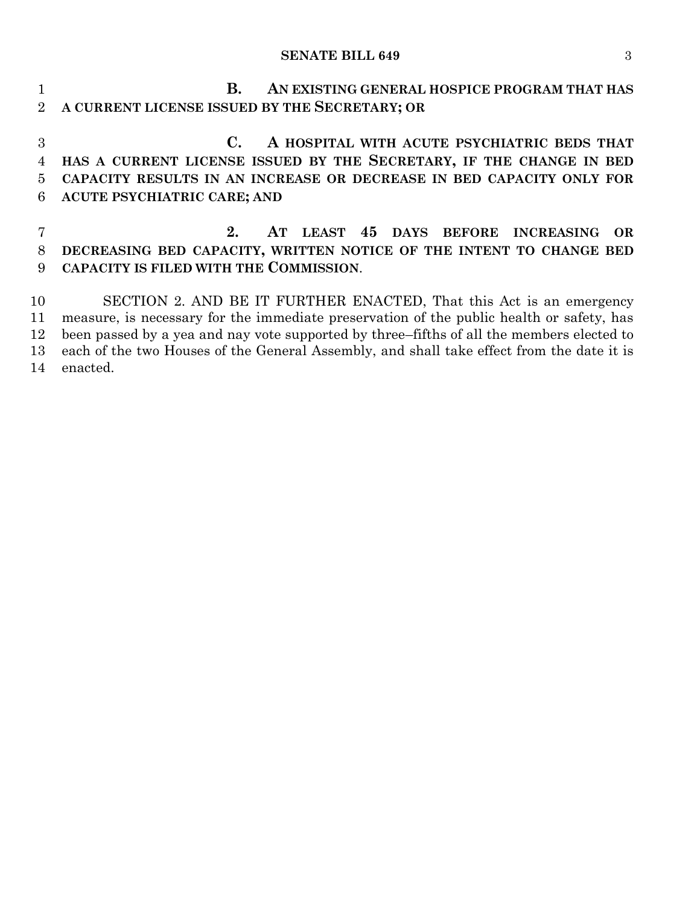**B. AN EXISTING GENERAL HOSPICE PROGRAM THAT HAS A CURRENT LICENSE ISSUED BY THE SECRETARY; OR**

**C. A HOSPITAL WITH ACUTE PSYCHIATRIC BEDS THAT HAS A CURRENT LICENSE ISSUED BY THE SECRETARY, IF THE CHANGE IN BED CAPACITY RESULTS IN AN INCREASE OR DECREASE IN BED CAPACITY ONLY FOR ACUTE PSYCHIATRIC CARE; AND**

**2. AT LEAST 45 DAYS BEFORE INCREASING OR DECREASING BED CAPACITY, WRITTEN NOTICE OF THE INTENT TO CHANGE BED CAPACITY IS FILED WITH THE COMMISSION**.

SECTION 2. AND BE IT FURTHER ENACTED, That this Act is an emergency measure, is necessary for the immediate preservation of the public health or safety, has been passed by a yea and nay vote supported by three–fifths of all the members elected to each of the two Houses of the General Assembly, and shall take effect from the date it is enacted.